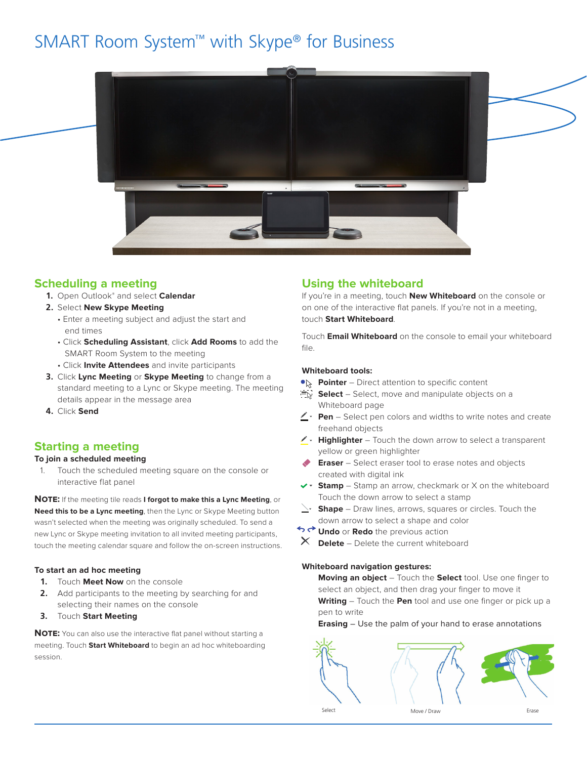# SMART Room System™ with Skype® for Business

## Scheduling a meeting

1. Open Outlook® and select **Calendar**
2. Select **New Skype Meeting**
   - Enter a meeting subject and adjust the start and end times
   - Click **Scheduling Assistant**, click **Add Rooms** to add the SMART Room System to the meeting
   - Click **Invite Attendees** and invite participants
3. Click **Lync Meeting** or **Skype Meeting** to change from a standard meeting to a Lync or Skype meeting. The meeting details appear in the message area
4. Click **Send**

## Starting a meeting

**To join a scheduled meeting**

1. Touch the scheduled meeting square on the console or interactive flat panel

**NOTE:** If the meeting tile reads **I forgot to make this a Lync Meeting**, or **Need this to be a Lync meeting**, then the Lync or Skype Meeting button wasn't selected when the meeting was originally scheduled. To send a new Lync or Skype meeting invitation to all invited meeting participants, touch the meeting calendar square and follow the on-screen instructions.

**To start an ad hoc meeting**

1. Touch **Meet Now** on the console
2. Add participants to the meeting by searching for and selecting their names on the console
3. Touch **Start Meeting**

**NOTE:** You can also use the interactive flat panel without starting a meeting. Touch **Start Whiteboard** to begin an ad hoc whiteboarding session.

## Using the whiteboard

If you're in a meeting, touch **New Whiteboard** on the console or on one of the interactive flat panels. If you're not in a meeting, touch **Start Whiteboard**.

Touch **Email Whiteboard** on the console to email your whiteboard file.

**Whiteboard tools:**

- **Pointer** – Direct attention to specific content
- **Select** – Select, move and manipulate objects on a Whiteboard page
- **Pen** – Select pen colors and widths to write notes and create freehand objects
- **Highlighter** – Touch the down arrow to select a transparent yellow or green highlighter
- **Eraser** – Select eraser tool to erase notes and objects created with digital ink
- **Stamp** – Stamp an arrow, checkmark or X on the whiteboard Touch the down arrow to select a stamp
- **Shape** – Draw lines, arrows, squares or circles. Touch the down arrow to select a shape and color
- **Undo** or **Redo** the previous action
- **Delete** – Delete the current whiteboard

**Whiteboard navigation gestures:**

**Moving an object** – Touch the **Select** tool. Use one finger to select an object, and then drag your finger to move it

**Writing** – Touch the **Pen** tool and use one finger or pick up a pen to write

**Erasing** – Use the palm of your hand to erase annotations

Select | Move / Draw | Erase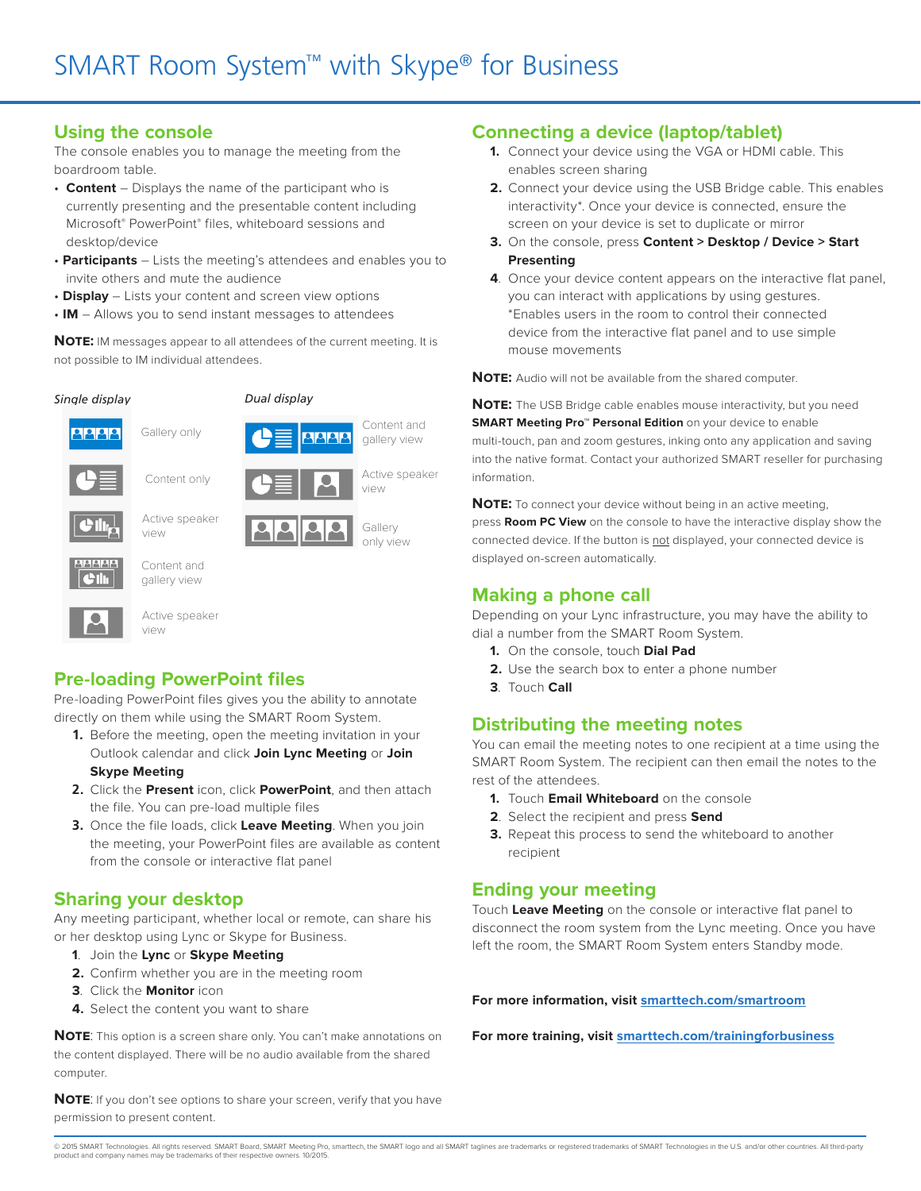# SMART Room System™ with Skype® for Business

## Using the console

The console enables you to manage the meeting from the boardroom table.

- **Content** – Displays the name of the participant who is currently presenting and the presentable content including Microsoft® PowerPoint® files, whiteboard sessions and desktop/device
- **Participants** – Lists the meeting's attendees and enables you to invite others and mute the audience
- **Display** – Lists your content and screen view options
- **IM** – Allows you to send instant messages to attendees

**NOTE:** IM messages appear to all attendees of the current meeting. It is not possible to IM individual attendees.

*Single display*

Gallery only

Content only

Active speaker view

Content and gallery view

Active speaker view

*Dual display*

Content and gallery view

Active speaker view

Gallery only view

## Pre-loading PowerPoint files

Pre-loading PowerPoint files gives you the ability to annotate directly on them while using the SMART Room System.

1. Before the meeting, open the meeting invitation in your Outlook calendar and click **Join Lync Meeting** or **Join Skype Meeting**
2. Click the **Present** icon, click **PowerPoint**, and then attach the file. You can pre-load multiple files
3. Once the file loads, click **Leave Meeting**. When you join the meeting, your PowerPoint files are available as content from the console or interactive flat panel

## Sharing your desktop

Any meeting participant, whether local or remote, can share his or her desktop using Lync or Skype for Business.

1. Join the **Lync** or **Skype Meeting**
2. Confirm whether you are in the meeting room
3. Click the **Monitor** icon
4. Select the content you want to share

**NOTE**: This option is a screen share only. You can't make annotations on the content displayed. There will be no audio available from the shared computer.

**NOTE**: If you don't see options to share your screen, verify that you have permission to present content.

## Connecting a device (laptop/tablet)

1. Connect your device using the VGA or HDMI cable. This enables screen sharing
2. Connect your device using the USB Bridge cable. This enables interactivity*. Once your device is connected, ensure the screen on your device is set to duplicate or mirror
3. On the console, press **Content > Desktop / Device > Start Presenting**
4. Once your device content appears on the interactive flat panel, you can interact with applications by using gestures.
   *Enables users in the room to control their connected device from the interactive flat panel and to use simple mouse movements

**NOTE:** Audio will not be available from the shared computer.

**NOTE:** The USB Bridge cable enables mouse interactivity, but you need **SMART Meeting Pro™ Personal Edition** on your device to enable multi-touch, pan and zoom gestures, inking onto any application and saving into the native format. Contact your authorized SMART reseller for purchasing information.

**NOTE:** To connect your device without being in an active meeting, press **Room PC View** on the console to have the interactive display show the connected device. If the button is not displayed, your connected device is displayed on-screen automatically.

## Making a phone call

Depending on your Lync infrastructure, you may have the ability to dial a number from the SMART Room System.

1. On the console, touch **Dial Pad**
2. Use the search box to enter a phone number
3. Touch **Call**

## Distributing the meeting notes

You can email the meeting notes to one recipient at a time using the SMART Room System. The recipient can then email the notes to the rest of the attendees.

1. Touch **Email Whiteboard** on the console
2. Select the recipient and press **Send**
3. Repeat this process to send the whiteboard to another recipient

## Ending your meeting

Touch **Leave Meeting** on the console or interactive flat panel to disconnect the room system from the Lync meeting. Once you have left the room, the SMART Room System enters Standby mode.

**For more information, visit [smarttech.com/smartroom](smarttech.com/smartroom)**

**For more training, visit [smarttech.com/trainingforbusiness](smarttech.com/trainingforbusiness)**

© 2015 SMART Technologies. All rights reserved. SMART Board, SMART Meeting Pro, smarttech, the SMART logo and all SMART taglines are trademarks or registered trademarks of SMART Technologies in the U.S. and/or other countries. All third-party product and company names may be trademarks of their respective owners. 10/2015.